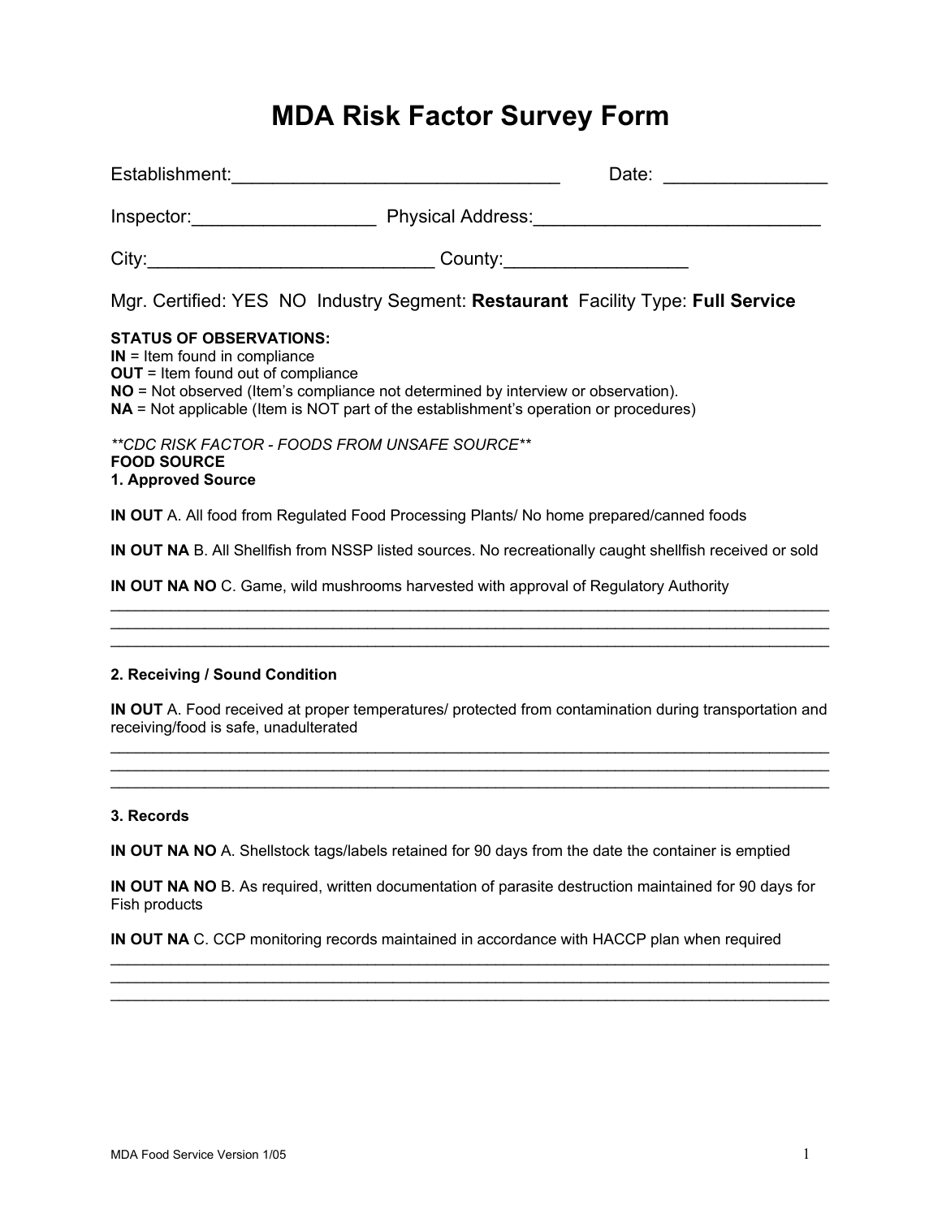# MDA Risk Factor Survey Form

Establishment:_______________________________ Date: _______________

Inspector:_________________ Physical Address:___________________________

City:___________________________ County:_________________

Mgr. Certified: YES NO Industry Segment: **Restaurant** Facility Type: **Full Service**

**STATUS OF OBSERVATIONS:**
**IN** = Item found in compliance
**OUT** = Item found out of compliance
**NO** = Not observed (Item's compliance not determined by interview or observation).
**NA** = Not applicable (Item is NOT part of the establishment's operation or procedures)

***\*\*CDC RISK FACTOR - FOODS FROM UNSAFE SOURCE\*\****

**FOOD SOURCE**

**1. Approved Source**

**IN OUT** A. All food from Regulated Food Processing Plants/ No home prepared/canned foods

**IN OUT NA** B. All Shellfish from NSSP listed sources. No recreationally caught shellfish received or sold

**IN OUT NA NO** C. Game, wild mushrooms harvested with approval of Regulatory Authority

______________________________________________________________________________
______________________________________________________________________________
______________________________________________________________________________

**2. Receiving / Sound Condition**

**IN OUT** A. Food received at proper temperatures/ protected from contamination during transportation and receiving/food is safe, unadulterated

______________________________________________________________________________
______________________________________________________________________________
______________________________________________________________________________

**3. Records**

**IN OUT NA NO** A. Shellstock tags/labels retained for 90 days from the date the container is emptied

**IN OUT NA NO** B. As required, written documentation of parasite destruction maintained for 90 days for Fish products

**IN OUT NA** C. CCP monitoring records maintained in accordance with HACCP plan when required

______________________________________________________________________________
______________________________________________________________________________
______________________________________________________________________________

MDA Food Service Version 1/05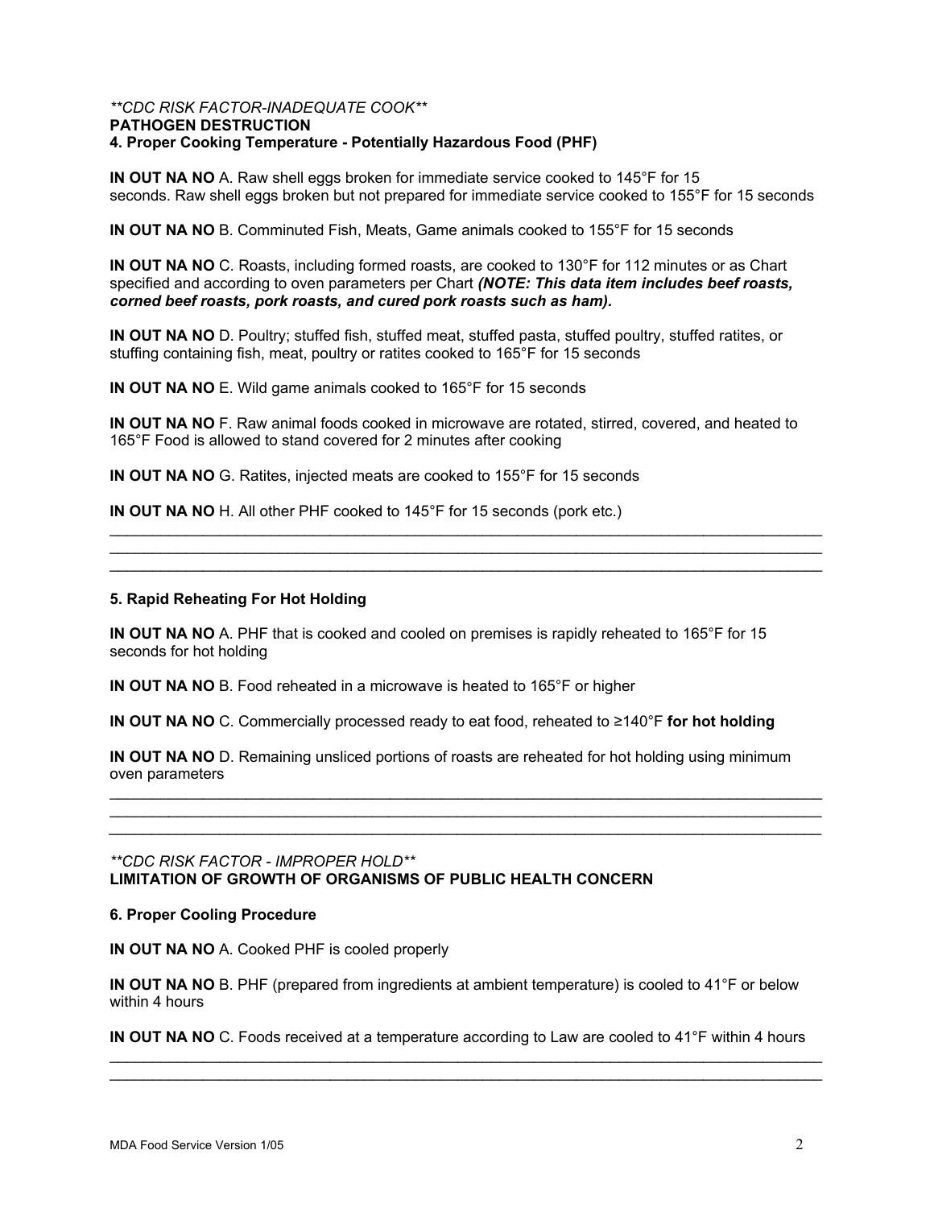*\*\*CDC RISK FACTOR-INADEQUATE COOK\*\**

**PATHOGEN DESTRUCTION**

**4. Proper Cooking Temperature - Potentially Hazardous Food (PHF)**

**IN OUT NA NO** A. Raw shell eggs broken for immediate service cooked to 145°F for 15 seconds. Raw shell eggs broken but not prepared for immediate service cooked to 155°F for 15 seconds

**IN OUT NA NO** B. Comminuted Fish, Meats, Game animals cooked to 155°F for 15 seconds

**IN OUT NA NO** C. Roasts, including formed roasts, are cooked to 130°F for 112 minutes or as Chart specified and according to oven parameters per Chart ***(NOTE: This data item includes beef roasts, corned beef roasts, pork roasts, and cured pork roasts such as ham).***

**IN OUT NA NO** D. Poultry; stuffed fish, stuffed meat, stuffed pasta, stuffed poultry, stuffed ratites, or stuffing containing fish, meat, poultry or ratites cooked to 165°F for 15 seconds

**IN OUT NA NO** E. Wild game animals cooked to 165°F for 15 seconds

**IN OUT NA NO** F. Raw animal foods cooked in microwave are rotated, stirred, covered, and heated to 165°F Food is allowed to stand covered for 2 minutes after cooking

**IN OUT NA NO** G. Ratites, injected meats are cooked to 155°F for 15 seconds

**IN OUT NA NO** H. All other PHF cooked to 145°F for 15 seconds (pork etc.)

---

**5. Rapid Reheating For Hot Holding**

**IN OUT NA NO** A. PHF that is cooked and cooled on premises is rapidly reheated to 165°F for 15 seconds for hot holding

**IN OUT NA NO** B. Food reheated in a microwave is heated to 165°F or higher

**IN OUT NA NO** C. Commercially processed ready to eat food, reheated to ≥140°F **for hot holding**

**IN OUT NA NO** D. Remaining unsliced portions of roasts are reheated for hot holding using minimum oven parameters

---

*\*\*CDC RISK FACTOR - IMPROPER HOLD\*\**

**LIMITATION OF GROWTH OF ORGANISMS OF PUBLIC HEALTH CONCERN**

**6. Proper Cooling Procedure**

**IN OUT NA NO** A. Cooked PHF is cooled properly

**IN OUT NA NO** B. PHF (prepared from ingredients at ambient temperature) is cooled to 41°F or below within 4 hours

**IN OUT NA NO** C. Foods received at a temperature according to Law are cooled to 41°F within 4 hours

---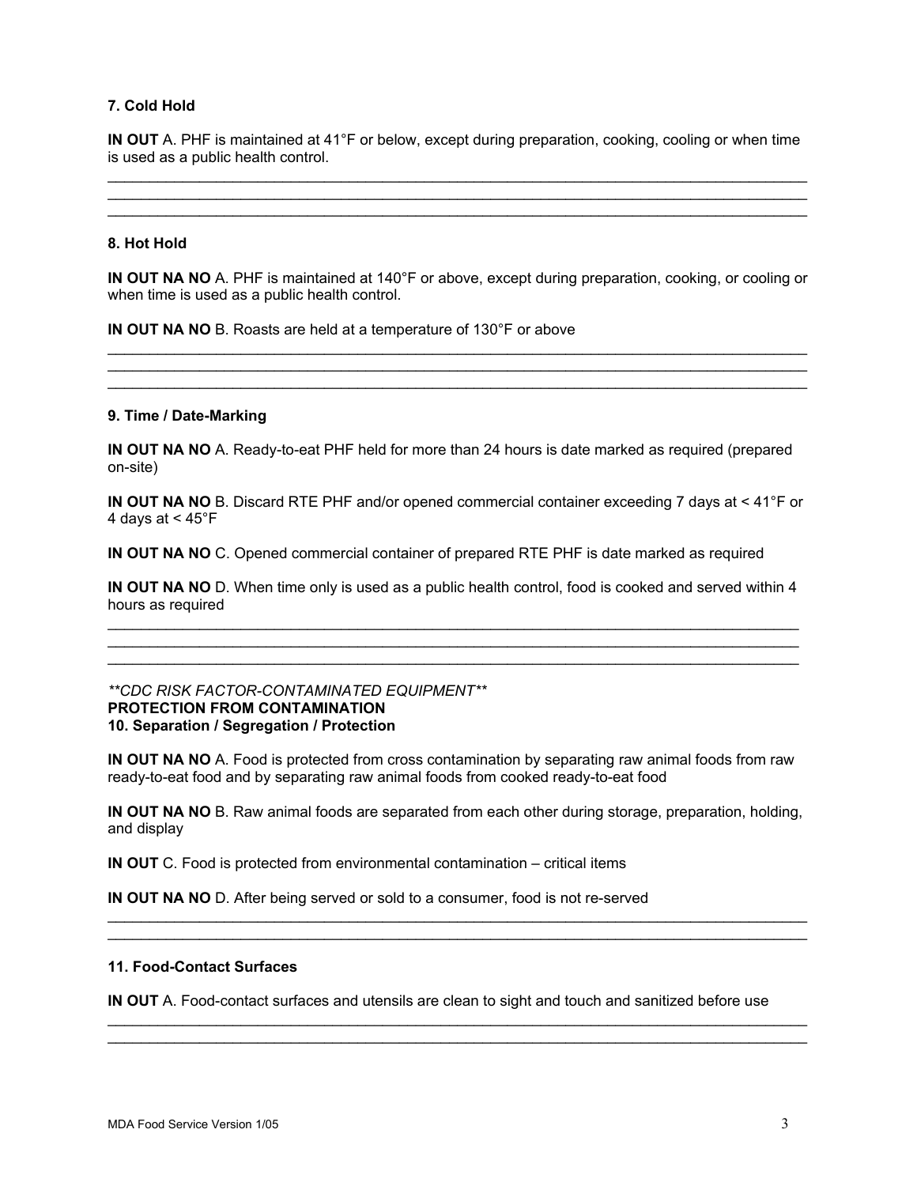### 7. Cold Hold

**IN OUT** A. PHF is maintained at 41°F or below, except during preparation, cooking, cooling or when time is used as a public health control.

\_\_\_\_\_\_\_\_\_\_\_\_\_\_\_\_\_\_\_\_\_\_\_\_\_\_\_\_\_\_\_\_\_\_\_\_\_\_\_\_\_\_\_\_\_\_\_\_\_\_\_\_\_\_\_\_\_\_\_\_\_\_\_\_\_\_\_\_\_\_\_\_\_\_\_\_\_\_\_\_
\_\_\_\_\_\_\_\_\_\_\_\_\_\_\_\_\_\_\_\_\_\_\_\_\_\_\_\_\_\_\_\_\_\_\_\_\_\_\_\_\_\_\_\_\_\_\_\_\_\_\_\_\_\_\_\_\_\_\_\_\_\_\_\_\_\_\_\_\_\_\_\_\_\_\_\_\_\_\_\_
\_\_\_\_\_\_\_\_\_\_\_\_\_\_\_\_\_\_\_\_\_\_\_\_\_\_\_\_\_\_\_\_\_\_\_\_\_\_\_\_\_\_\_\_\_\_\_\_\_\_\_\_\_\_\_\_\_\_\_\_\_\_\_\_\_\_\_\_\_\_\_\_\_\_\_\_\_\_\_\_

### 8. Hot Hold

**IN OUT NA NO** A. PHF is maintained at 140°F or above, except during preparation, cooking, or cooling or when time is used as a public health control.

**IN OUT NA NO** B. Roasts are held at a temperature of 130°F or above

\_\_\_\_\_\_\_\_\_\_\_\_\_\_\_\_\_\_\_\_\_\_\_\_\_\_\_\_\_\_\_\_\_\_\_\_\_\_\_\_\_\_\_\_\_\_\_\_\_\_\_\_\_\_\_\_\_\_\_\_\_\_\_\_\_\_\_\_\_\_\_\_\_\_\_\_\_\_\_\_
\_\_\_\_\_\_\_\_\_\_\_\_\_\_\_\_\_\_\_\_\_\_\_\_\_\_\_\_\_\_\_\_\_\_\_\_\_\_\_\_\_\_\_\_\_\_\_\_\_\_\_\_\_\_\_\_\_\_\_\_\_\_\_\_\_\_\_\_\_\_\_\_\_\_\_\_\_\_\_\_
\_\_\_\_\_\_\_\_\_\_\_\_\_\_\_\_\_\_\_\_\_\_\_\_\_\_\_\_\_\_\_\_\_\_\_\_\_\_\_\_\_\_\_\_\_\_\_\_\_\_\_\_\_\_\_\_\_\_\_\_\_\_\_\_\_\_\_\_\_\_\_\_\_\_\_\_\_\_\_\_

### 9. Time / Date-Marking

**IN OUT NA NO** A. Ready-to-eat PHF held for more than 24 hours is date marked as required (prepared on-site)

**IN OUT NA NO** B. Discard RTE PHF and/or opened commercial container exceeding 7 days at < 41°F or 4 days at < 45°F

**IN OUT NA NO** C. Opened commercial container of prepared RTE PHF is date marked as required

**IN OUT NA NO** D. When time only is used as a public health control, food is cooked and served within 4 hours as required

\_\_\_\_\_\_\_\_\_\_\_\_\_\_\_\_\_\_\_\_\_\_\_\_\_\_\_\_\_\_\_\_\_\_\_\_\_\_\_\_\_\_\_\_\_\_\_\_\_\_\_\_\_\_\_\_\_\_\_\_\_\_\_\_\_\_\_\_\_\_\_\_\_\_\_\_\_\_\_\_
\_\_\_\_\_\_\_\_\_\_\_\_\_\_\_\_\_\_\_\_\_\_\_\_\_\_\_\_\_\_\_\_\_\_\_\_\_\_\_\_\_\_\_\_\_\_\_\_\_\_\_\_\_\_\_\_\_\_\_\_\_\_\_\_\_\_\_\_\_\_\_\_\_\_\_\_\_\_\_\_
\_\_\_\_\_\_\_\_\_\_\_\_\_\_\_\_\_\_\_\_\_\_\_\_\_\_\_\_\_\_\_\_\_\_\_\_\_\_\_\_\_\_\_\_\_\_\_\_\_\_\_\_\_\_\_\_\_\_\_\_\_\_\_\_\_\_\_\_\_\_\_\_\_\_\_\_\_\_\_\_

*\*\*CDC RISK FACTOR-CONTAMINATED EQUIPMENT\*\**

## PROTECTION FROM CONTAMINATION

### 10. Separation / Segregation / Protection

**IN OUT NA NO** A. Food is protected from cross contamination by separating raw animal foods from raw ready-to-eat food and by separating raw animal foods from cooked ready-to-eat food

**IN OUT NA NO** B. Raw animal foods are separated from each other during storage, preparation, holding, and display

**IN OUT** C. Food is protected from environmental contamination – critical items

**IN OUT NA NO** D. After being served or sold to a consumer, food is not re-served

\_\_\_\_\_\_\_\_\_\_\_\_\_\_\_\_\_\_\_\_\_\_\_\_\_\_\_\_\_\_\_\_\_\_\_\_\_\_\_\_\_\_\_\_\_\_\_\_\_\_\_\_\_\_\_\_\_\_\_\_\_\_\_\_\_\_\_\_\_\_\_\_\_\_\_\_\_\_\_\_
\_\_\_\_\_\_\_\_\_\_\_\_\_\_\_\_\_\_\_\_\_\_\_\_\_\_\_\_\_\_\_\_\_\_\_\_\_\_\_\_\_\_\_\_\_\_\_\_\_\_\_\_\_\_\_\_\_\_\_\_\_\_\_\_\_\_\_\_\_\_\_\_\_\_\_\_\_\_\_\_

### 11. Food-Contact Surfaces

**IN OUT** A. Food-contact surfaces and utensils are clean to sight and touch and sanitized before use

\_\_\_\_\_\_\_\_\_\_\_\_\_\_\_\_\_\_\_\_\_\_\_\_\_\_\_\_\_\_\_\_\_\_\_\_\_\_\_\_\_\_\_\_\_\_\_\_\_\_\_\_\_\_\_\_\_\_\_\_\_\_\_\_\_\_\_\_\_\_\_\_\_\_\_\_\_\_\_\_
\_\_\_\_\_\_\_\_\_\_\_\_\_\_\_\_\_\_\_\_\_\_\_\_\_\_\_\_\_\_\_\_\_\_\_\_\_\_\_\_\_\_\_\_\_\_\_\_\_\_\_\_\_\_\_\_\_\_\_\_\_\_\_\_\_\_\_\_\_\_\_\_\_\_\_\_\_\_\_\_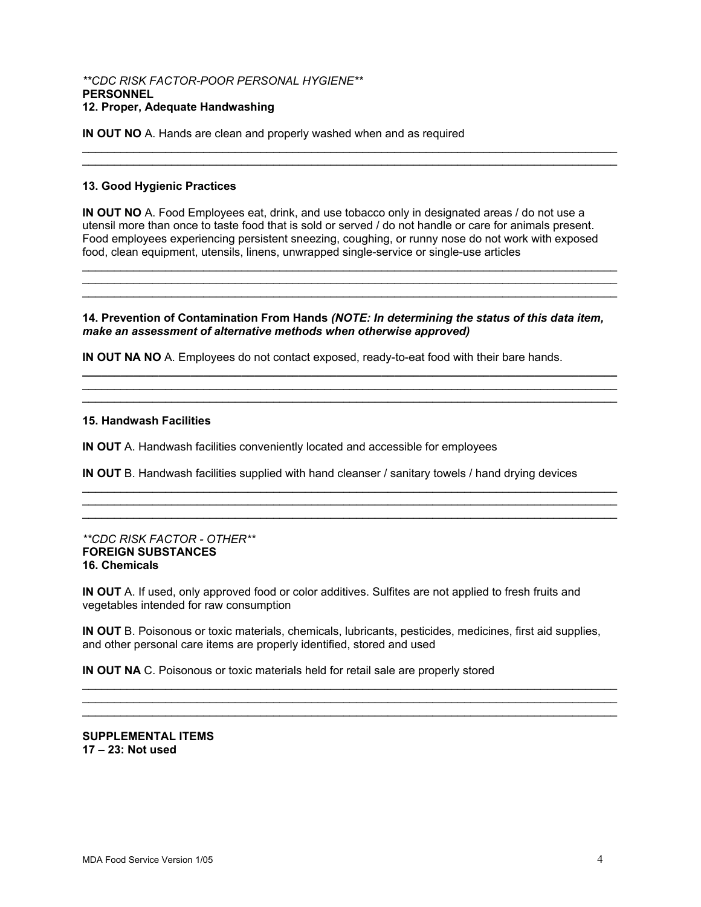*\*\*CDC RISK FACTOR-POOR PERSONAL HYGIENE\*\**

**PERSONNEL**

**12. Proper, Adequate Handwashing**

**IN OUT NO** A. Hands are clean and properly washed when and as required

**13. Good Hygienic Practices**

**IN OUT NO** A. Food Employees eat, drink, and use tobacco only in designated areas / do not use a utensil more than once to taste food that is sold or served / do not handle or care for animals present. Food employees experiencing persistent sneezing, coughing, or runny nose do not work with exposed food, clean equipment, utensils, linens, unwrapped single-service or single-use articles

**14. Prevention of Contamination From Hands** ***(NOTE: In determining the status of this data item, make an assessment of alternative methods when otherwise approved)***

**IN OUT NA NO** A. Employees do not contact exposed, ready-to-eat food with their bare hands.

**15. Handwash Facilities**

**IN OUT** A. Handwash facilities conveniently located and accessible for employees

**IN OUT** B. Handwash facilities supplied with hand cleanser / sanitary towels / hand drying devices

*\*\*CDC RISK FACTOR - OTHER\*\**

**FOREIGN SUBSTANCES**

**16. Chemicals**

**IN OUT** A. If used, only approved food or color additives. Sulfites are not applied to fresh fruits and vegetables intended for raw consumption

**IN OUT** B. Poisonous or toxic materials, chemicals, lubricants, pesticides, medicines, first aid supplies, and other personal care items are properly identified, stored and used

**IN OUT NA** C. Poisonous or toxic materials held for retail sale are properly stored

**SUPPLEMENTAL ITEMS**

**17 – 23: Not used**

MDA Food Service Version 1/05